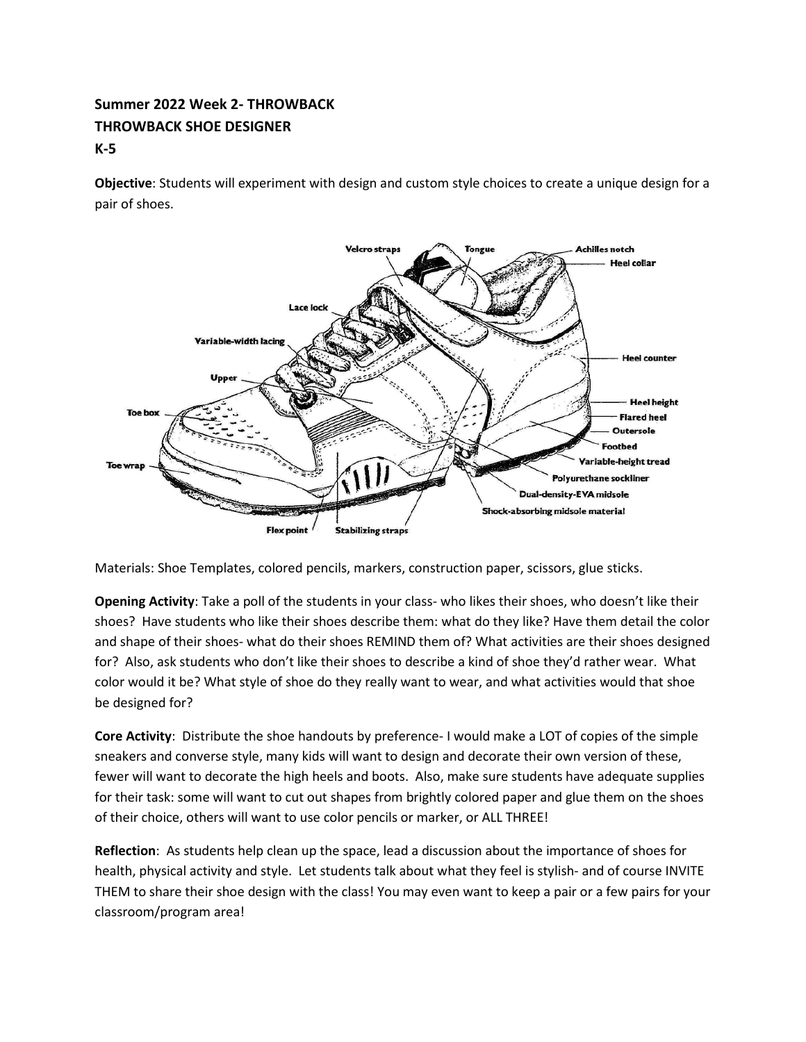**Summer 2022 Week 2- THROWBACK**
**THROWBACK SHOE DESIGNER**
**K-5**

**Objective**: Students will experiment with design and custom style choices to create a unique design for a pair of shoes.

Materials: Shoe Templates, colored pencils, markers, construction paper, scissors, glue sticks.

**Opening Activity**: Take a poll of the students in your class- who likes their shoes, who doesn't like their shoes? Have students who like their shoes describe them: what do they like? Have them detail the color and shape of their shoes- what do their shoes REMIND them of? What activities are their shoes designed for? Also, ask students who don't like their shoes to describe a kind of shoe they'd rather wear. What color would it be? What style of shoe do they really want to wear, and what activities would that shoe be designed for?

**Core Activity**: Distribute the shoe handouts by preference- I would make a LOT of copies of the simple sneakers and converse style, many kids will want to design and decorate their own version of these, fewer will want to decorate the high heels and boots. Also, make sure students have adequate supplies for their task: some will want to cut out shapes from brightly colored paper and glue them on the shoes of their choice, others will want to use color pencils or marker, or ALL THREE!

**Reflection**: As students help clean up the space, lead a discussion about the importance of shoes for health, physical activity and style. Let students talk about what they feel is stylish- and of course INVITE THEM to share their shoe design with the class! You may even want to keep a pair or a few pairs for your classroom/program area!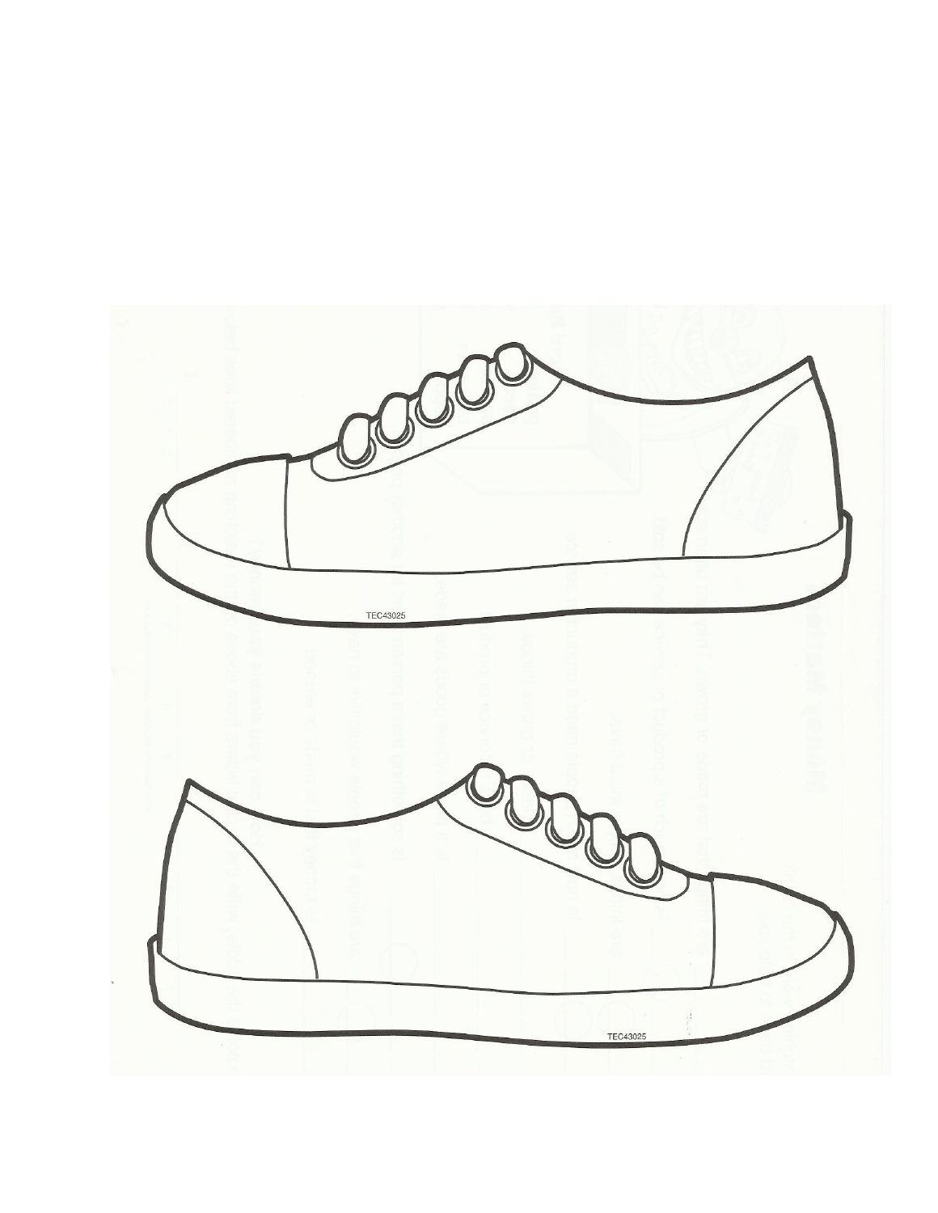TEC43025

TEC43025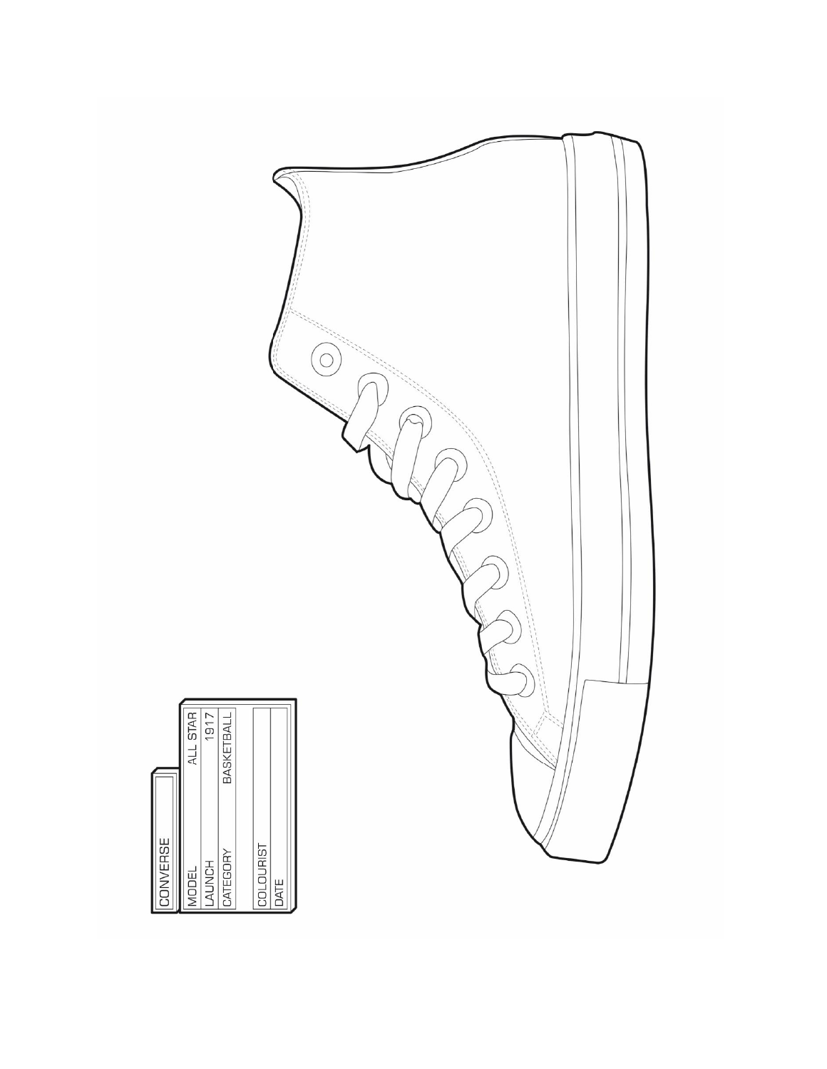CONVERSE

| | |
|---|---|
| MODEL | ALL STAR |
| LAUNCH | 1917 |
| CATEGORY | BASKETBALL |
| | |
| COLOURIST | |
| DATE | |